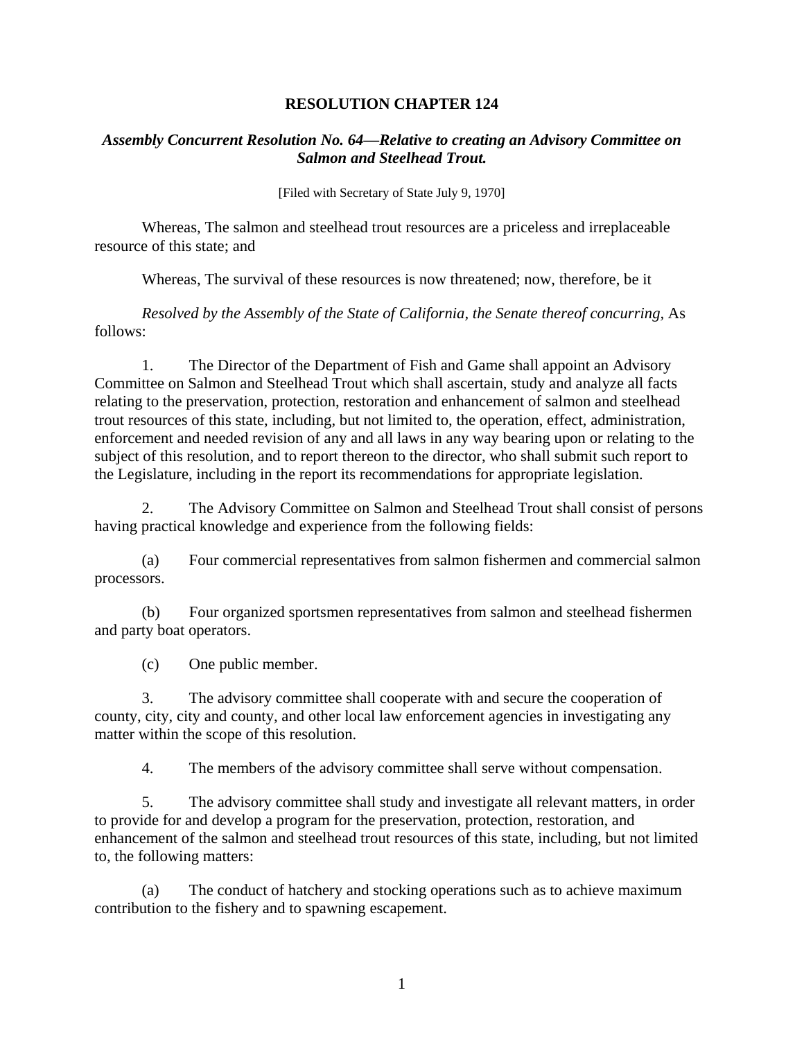# RESOLUTION CHAPTER 124

***Assembly Concurrent Resolution No. 64—Relative to creating an Advisory Committee on Salmon and Steelhead Trout.***

[Filed with Secretary of State July 9, 1970]

Whereas, The salmon and steelhead trout resources are a priceless and irreplaceable resource of this state; and

Whereas, The survival of these resources is now threatened; now, therefore, be it

*Resolved by the Assembly of the State of California, the Senate thereof concurring,* As follows:

1. The Director of the Department of Fish and Game shall appoint an Advisory Committee on Salmon and Steelhead Trout which shall ascertain, study and analyze all facts relating to the preservation, protection, restoration and enhancement of salmon and steelhead trout resources of this state, including, but not limited to, the operation, effect, administration, enforcement and needed revision of any and all laws in any way bearing upon or relating to the subject of this resolution, and to report thereon to the director, who shall submit such report to the Legislature, including in the report its recommendations for appropriate legislation.

2. The Advisory Committee on Salmon and Steelhead Trout shall consist of persons having practical knowledge and experience from the following fields:

(a) Four commercial representatives from salmon fishermen and commercial salmon processors.

(b) Four organized sportsmen representatives from salmon and steelhead fishermen and party boat operators.

(c) One public member.

3. The advisory committee shall cooperate with and secure the cooperation of county, city, city and county, and other local law enforcement agencies in investigating any matter within the scope of this resolution.

4. The members of the advisory committee shall serve without compensation.

5. The advisory committee shall study and investigate all relevant matters, in order to provide for and develop a program for the preservation, protection, restoration, and enhancement of the salmon and steelhead trout resources of this state, including, but not limited to, the following matters:

(a) The conduct of hatchery and stocking operations such as to achieve maximum contribution to the fishery and to spawning escapement.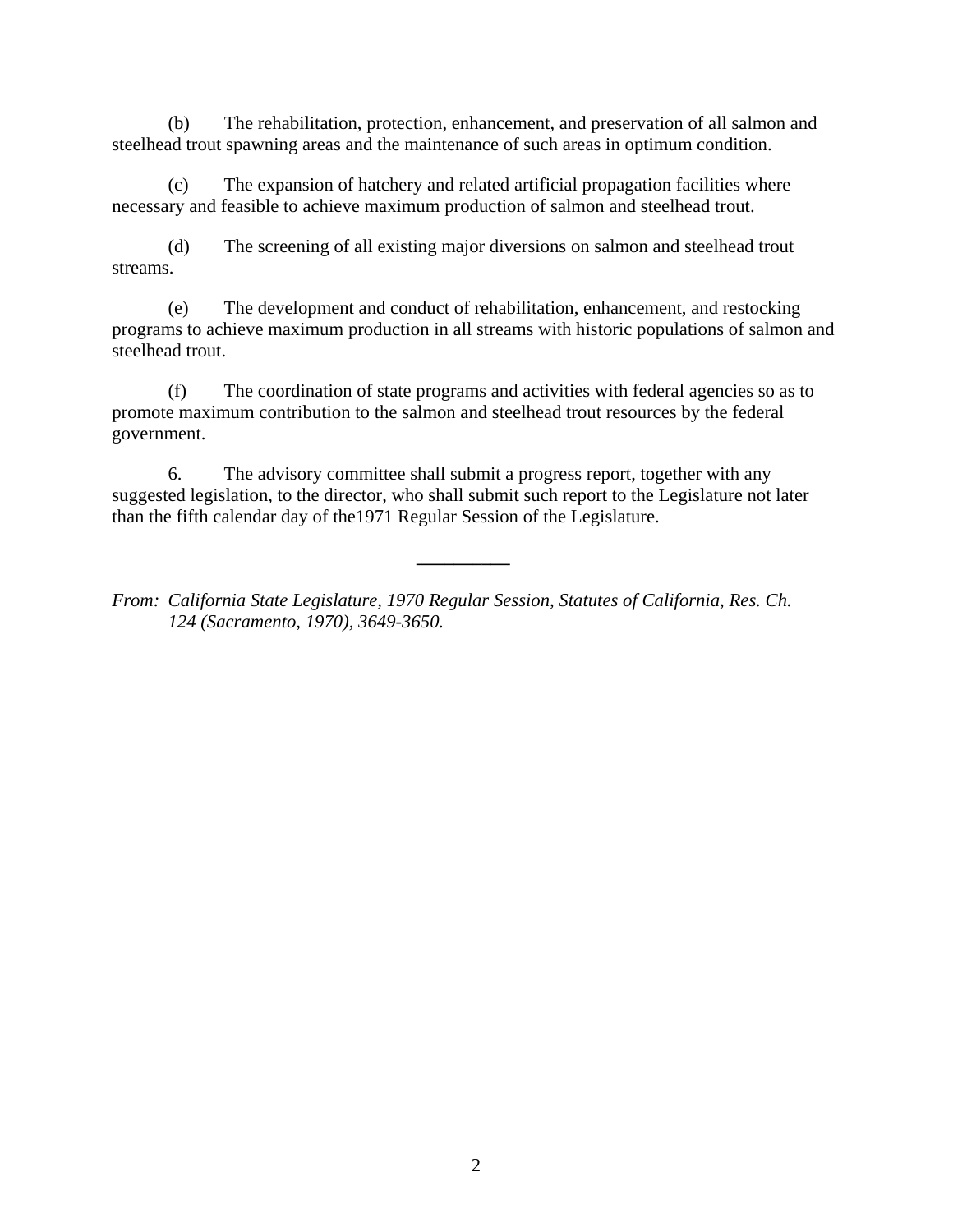(b) The rehabilitation, protection, enhancement, and preservation of all salmon and steelhead trout spawning areas and the maintenance of such areas in optimum condition.

(c) The expansion of hatchery and related artificial propagation facilities where necessary and feasible to achieve maximum production of salmon and steelhead trout.

(d) The screening of all existing major diversions on salmon and steelhead trout streams.

(e) The development and conduct of rehabilitation, enhancement, and restocking programs to achieve maximum production in all streams with historic populations of salmon and steelhead trout.

(f) The coordination of state programs and activities with federal agencies so as to promote maximum contribution to the salmon and steelhead trout resources by the federal government.

6. The advisory committee shall submit a progress report, together with any suggested legislation, to the director, who shall submit such report to the Legislature not later than the fifth calendar day of the1971 Regular Session of the Legislature.

---

*From: California State Legislature, 1970 Regular Session, Statutes of California, Res. Ch. 124 (Sacramento, 1970), 3649-3650.*